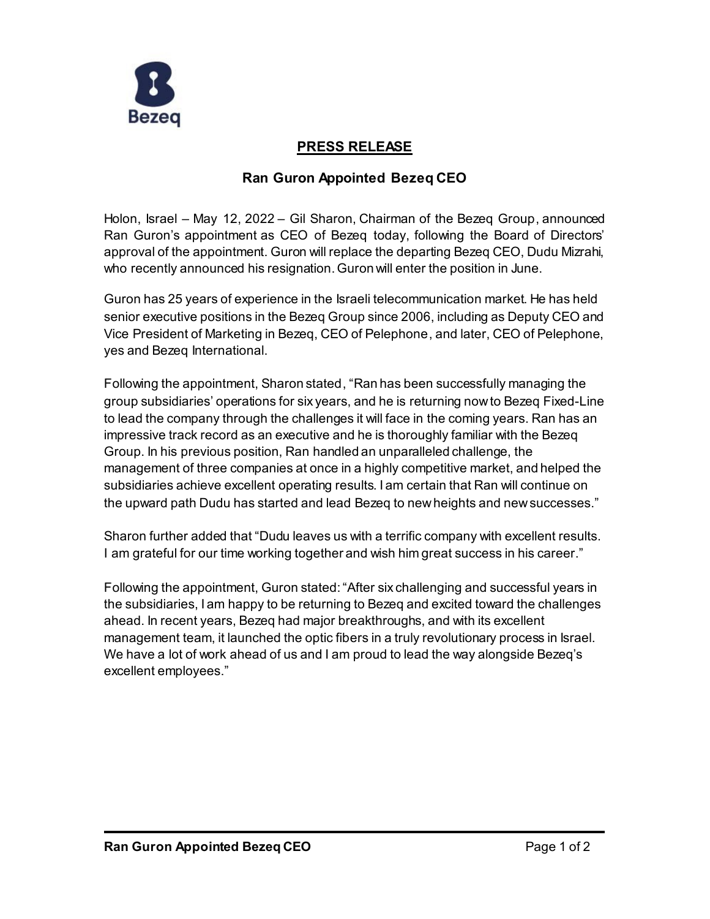**PRESS RELEASE**

# Ran Guron Appointed Bezeq CEO

Holon, Israel – May 12, 2022 – Gil Sharon, Chairman of the Bezeq Group, announced Ran Guron's appointment as CEO of Bezeq today, following the Board of Directors' approval of the appointment. Guron will replace the departing Bezeq CEO, Dudu Mizrahi, who recently announced his resignation. Guron will enter the position in June.

Guron has 25 years of experience in the Israeli telecommunication market. He has held senior executive positions in the Bezeq Group since 2006, including as Deputy CEO and Vice President of Marketing in Bezeq, CEO of Pelephone, and later, CEO of Pelephone, yes and Bezeq International.

Following the appointment, Sharon stated, "Ran has been successfully managing the group subsidiaries' operations for six years, and he is returning now to Bezeq Fixed-Line to lead the company through the challenges it will face in the coming years. Ran has an impressive track record as an executive and he is thoroughly familiar with the Bezeq Group. In his previous position, Ran handled an unparalleled challenge, the management of three companies at once in a highly competitive market, and helped the subsidiaries achieve excellent operating results. I am certain that Ran will continue on the upward path Dudu has started and lead Bezeq to new heights and new successes."

Sharon further added that "Dudu leaves us with a terrific company with excellent results. I am grateful for our time working together and wish him great success in his career."

Following the appointment, Guron stated: "After six challenging and successful years in the subsidiaries, I am happy to be returning to Bezeq and excited toward the challenges ahead. In recent years, Bezeq had major breakthroughs, and with its excellent management team, it launched the optic fibers in a truly revolutionary process in Israel. We have a lot of work ahead of us and I am proud to lead the way alongside Bezeq's excellent employees."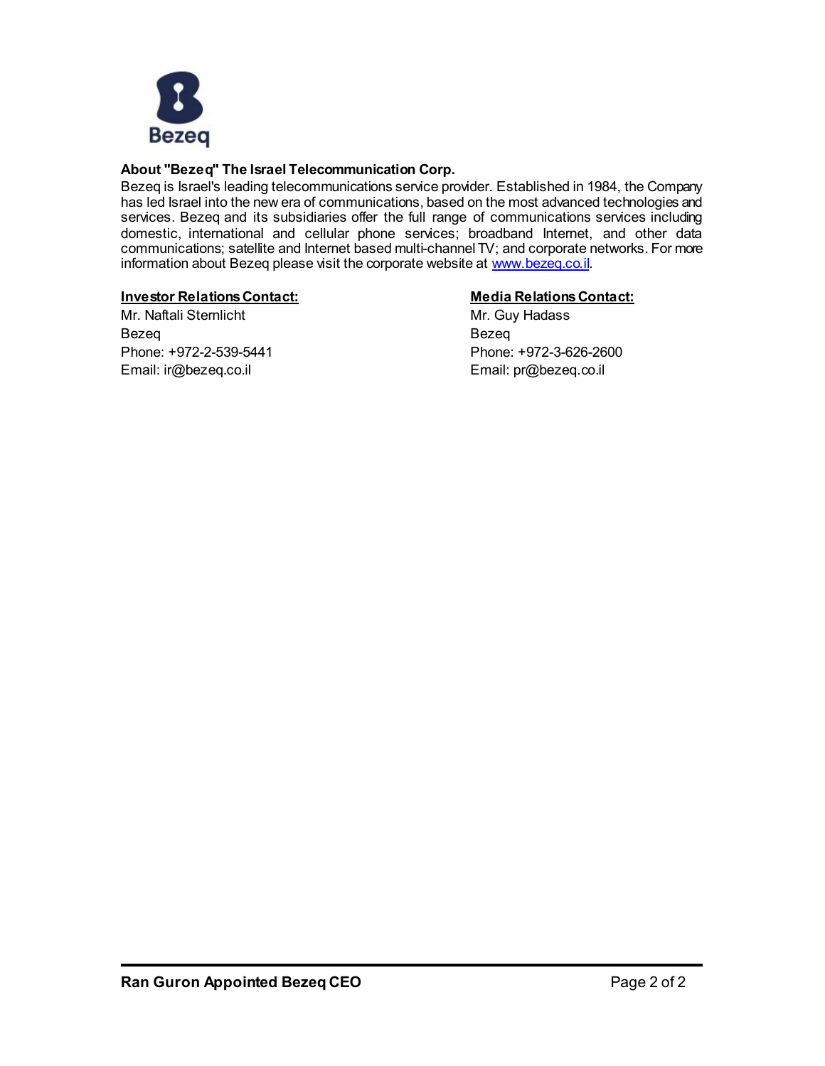**About "Bezeq" The Israel Telecommunication Corp.**

Bezeq is Israel's leading telecommunications service provider. Established in 1984, the Company has led Israel into the new era of communications, based on the most advanced technologies and services. Bezeq and its subsidiaries offer the full range of communications services including domestic, international and cellular phone services; broadband Internet, and other data communications; satellite and Internet based multi-channel TV; and corporate networks. For more information about Bezeq please visit the corporate website at www.bezeq.co.il.

**Investor Relations Contact:**
Mr. Naftali Sternlicht
Bezeq
Phone: +972-2-539-5441
Email: ir@bezeq.co.il

**Media Relations Contact:**
Mr. Guy Hadass
Bezeq
Phone: +972-3-626-2600
Email: pr@bezeq.co.il